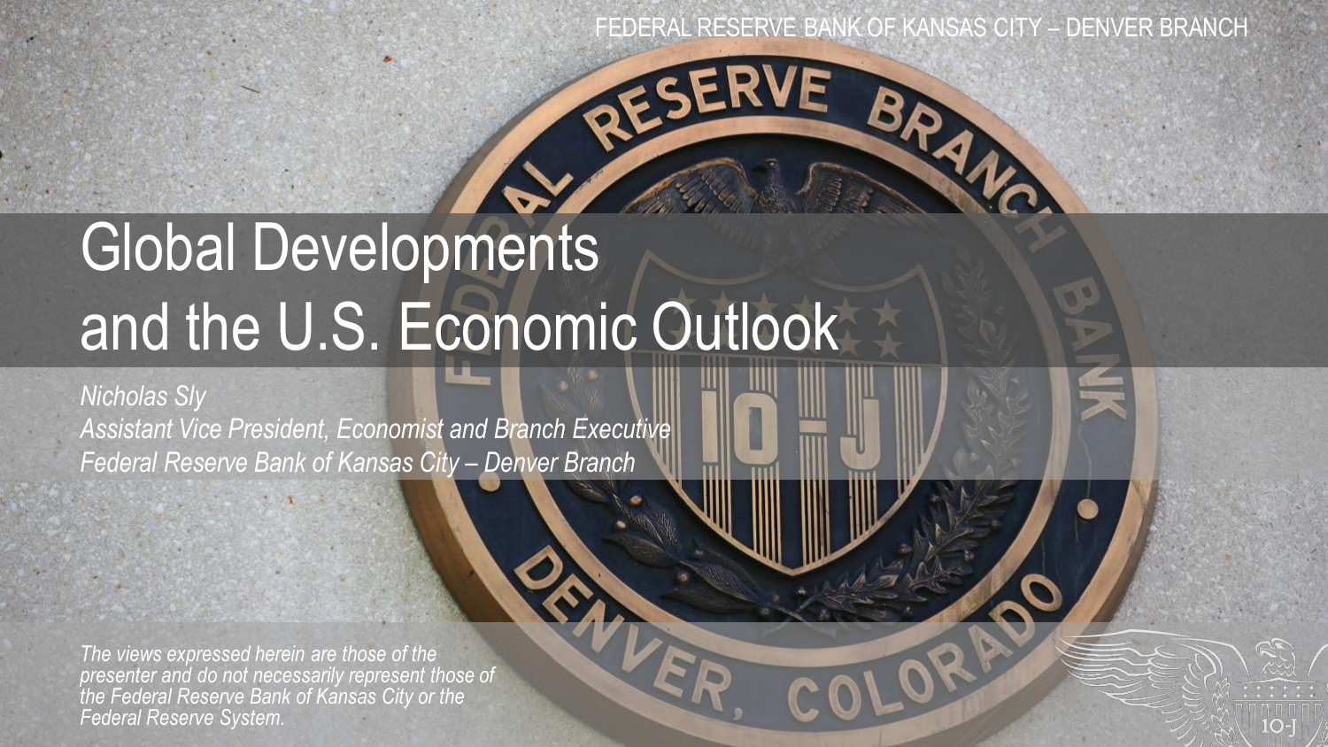FEDERAL RESERVE BANK OF KANSAS CITY – DENVER BRANCH

# Global Developments and the U.S. Economic Outlook

*Nicholas Sly*
*Assistant Vice President, Economist and Branch Executive*
*Federal Reserve Bank of Kansas City – Denver Branch*

*The views expressed herein are those of the presenter and do not necessarily represent those of the Federal Reserve Bank of Kansas City or the Federal Reserve System.*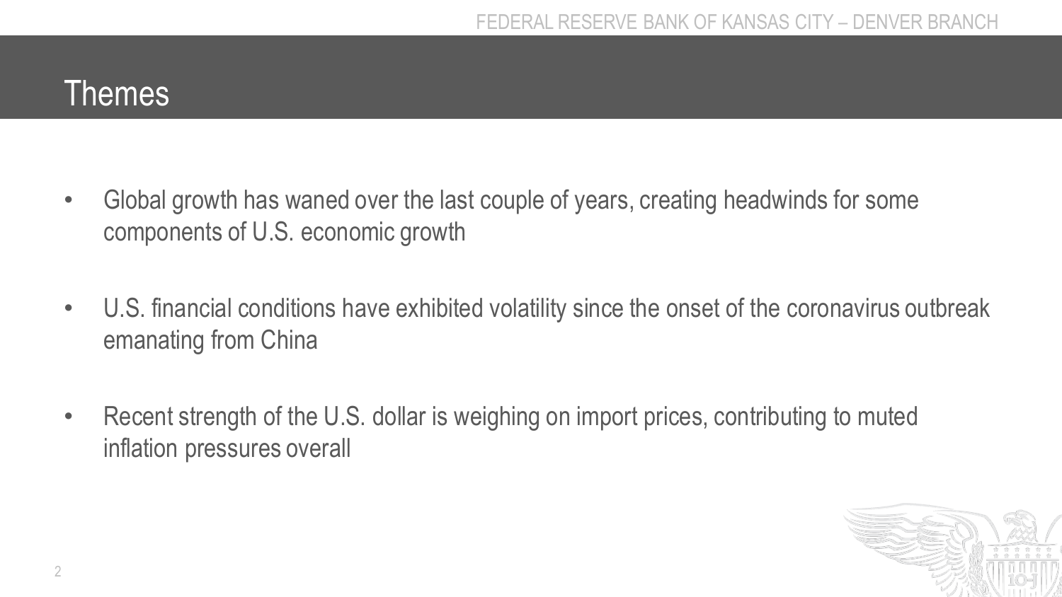# Themes

- Global growth has waned over the last couple of years, creating headwinds for some components of U.S. economic growth
- U.S. financial conditions have exhibited volatility since the onset of the coronavirus outbreak emanating from China
- Recent strength of the U.S. dollar is weighing on import prices, contributing to muted inflation pressures overall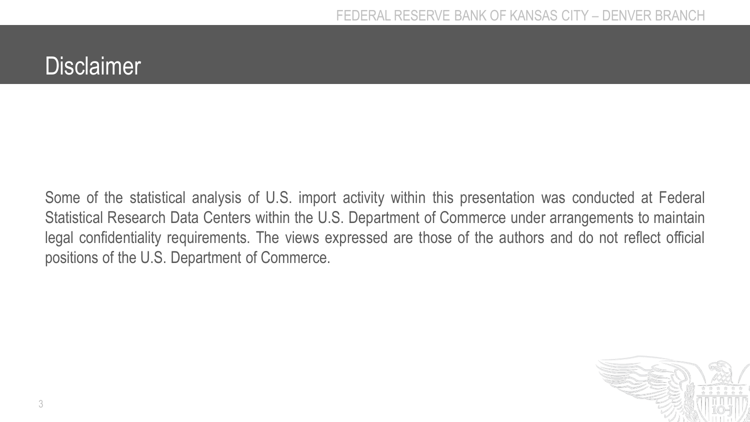# Disclaimer

Some of the statistical analysis of U.S. import activity within this presentation was conducted at Federal Statistical Research Data Centers within the U.S. Department of Commerce under arrangements to maintain legal confidentiality requirements. The views expressed are those of the authors and do not reflect official positions of the U.S. Department of Commerce.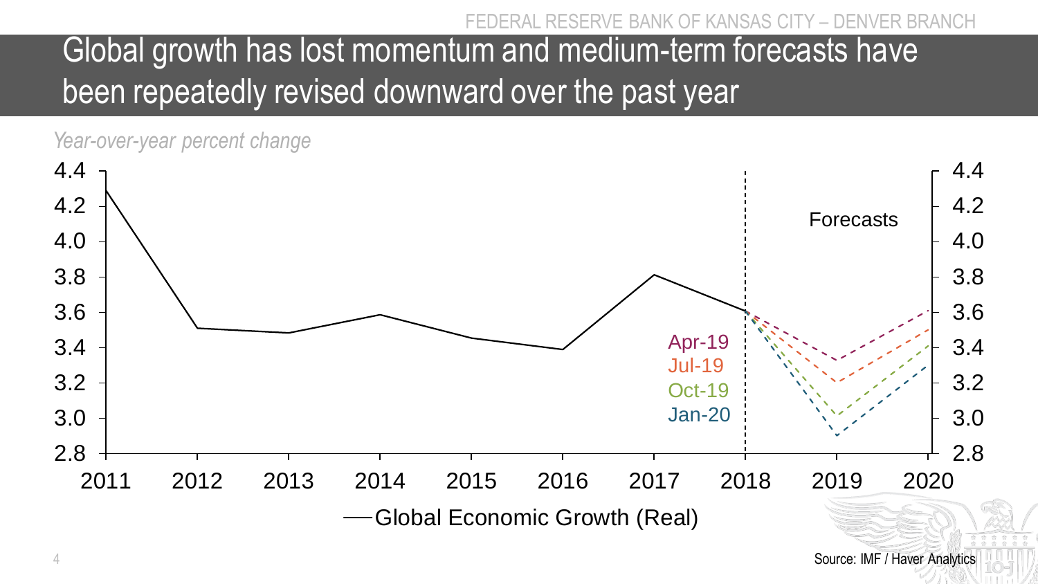# Global growth has lost momentum and medium-term forecasts have been repeatedly revised downward over the past year

*Year-over-year percent change*

Forecasts

Apr-19
Jul-19
Oct-19
Jan-20

—Global Economic Growth (Real)

Source: IMF / Haver Analytics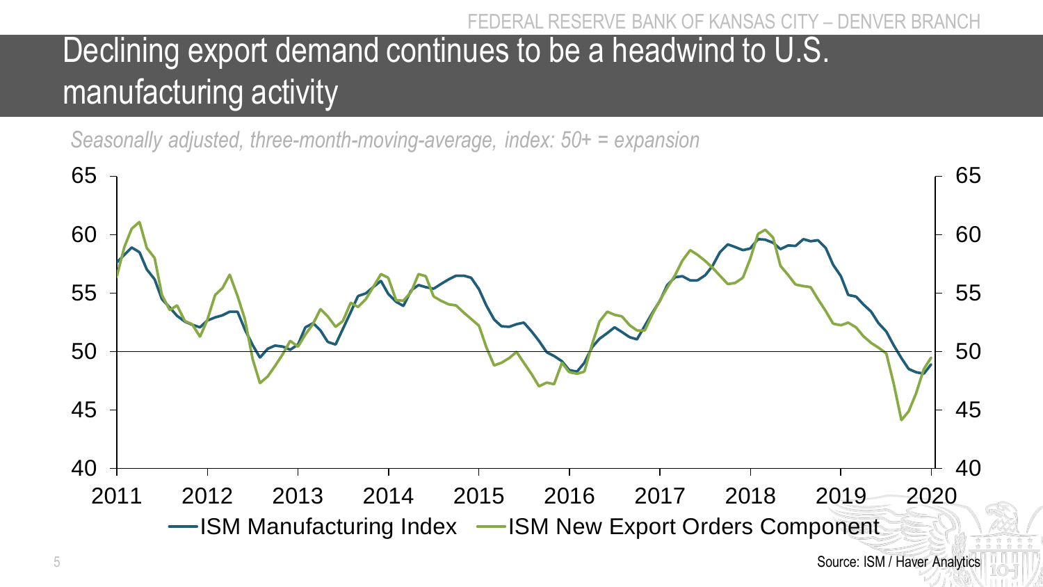# Declining export demand continues to be a headwind to U.S. manufacturing activity

*Seasonally adjusted, three-month-moving-average, index: 50+ = expansion*

—ISM Manufacturing Index —ISM New Export Orders Component

Source: ISM / Haver Analytics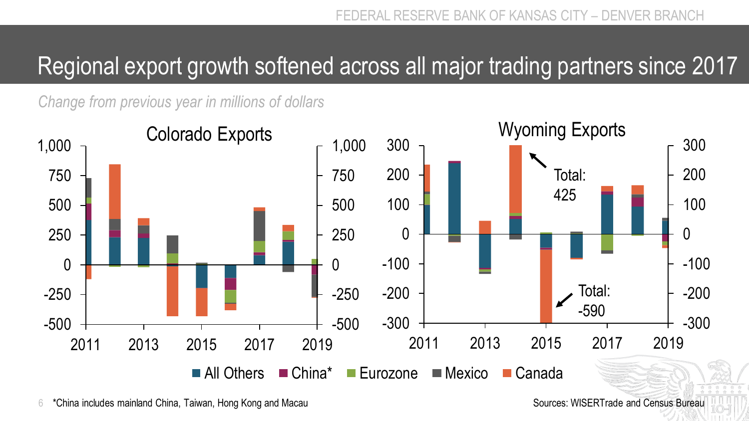# Regional export growth softened across all major trading partners since 2017

*Change from previous year in millions of dollars*

Colorado Exports

Wyoming Exports

Total: 425

Total: -590

All Others | China* | Eurozone | Mexico | Canada

*China includes mainland China, Taiwan, Hong Kong and Macau

Sources: WISERTrade and Census Bureau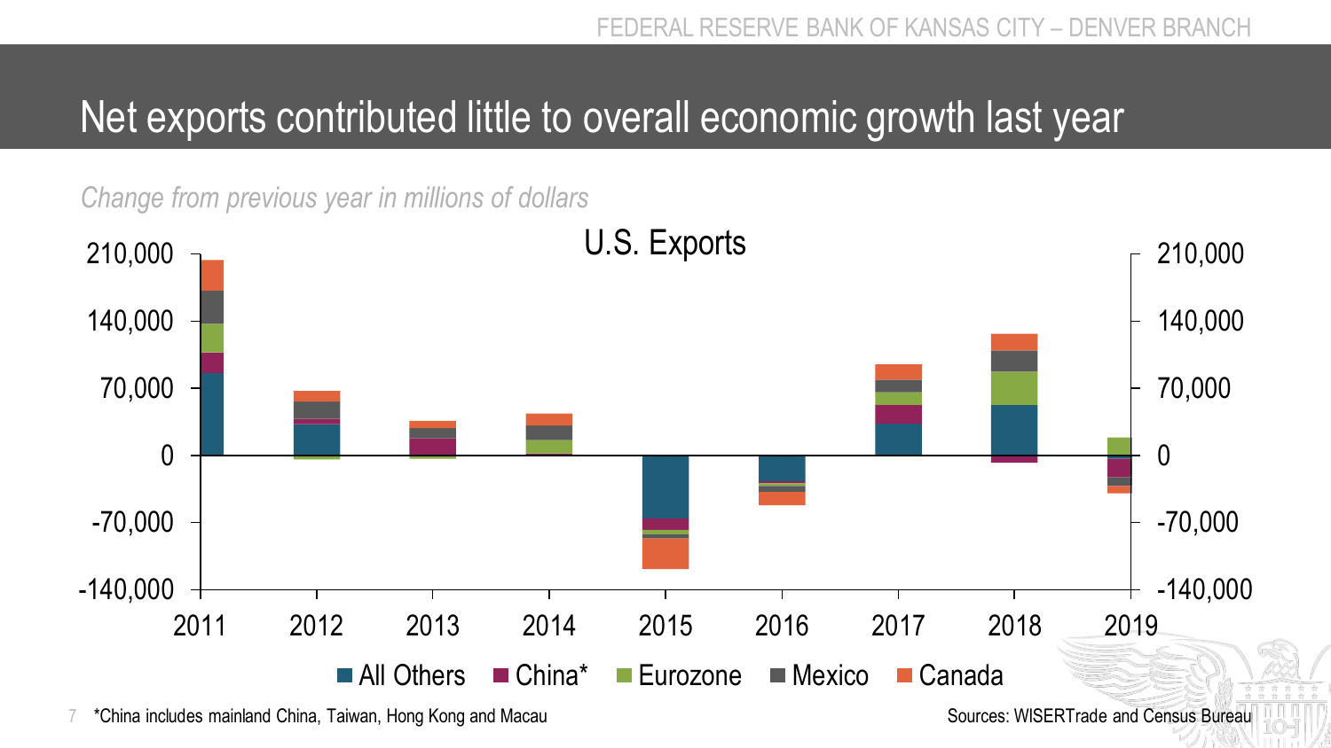# Net exports contributed little to overall economic growth last year

*Change from previous year in millions of dollars*

U.S. Exports

*China includes mainland China, Taiwan, Hong Kong and Macau

Sources: WISERTrade and Census Bureau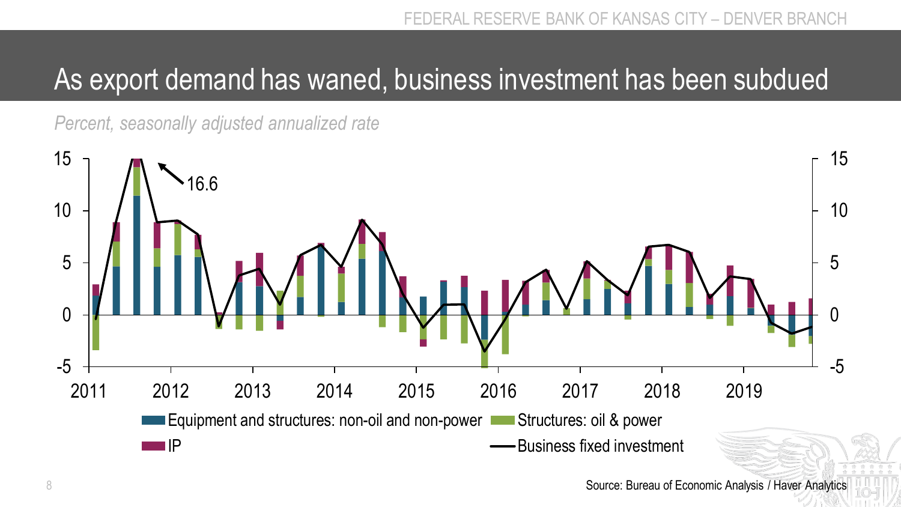# As export demand has waned, business investment has been subdued

*Percent, seasonally adjusted annualized rate*

Source: Bureau of Economic Analysis / Haver Analytics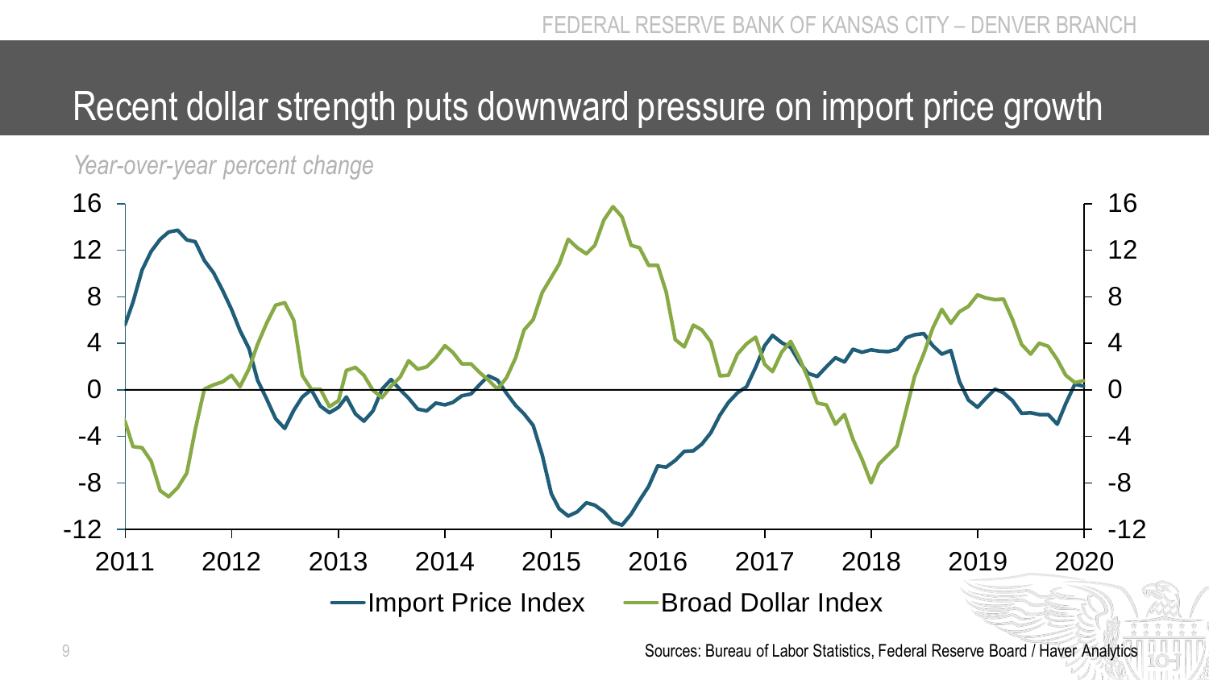# Recent dollar strength puts downward pressure on import price growth

*Year-over-year percent change*

Sources: Bureau of Labor Statistics, Federal Reserve Board / Haver Analytics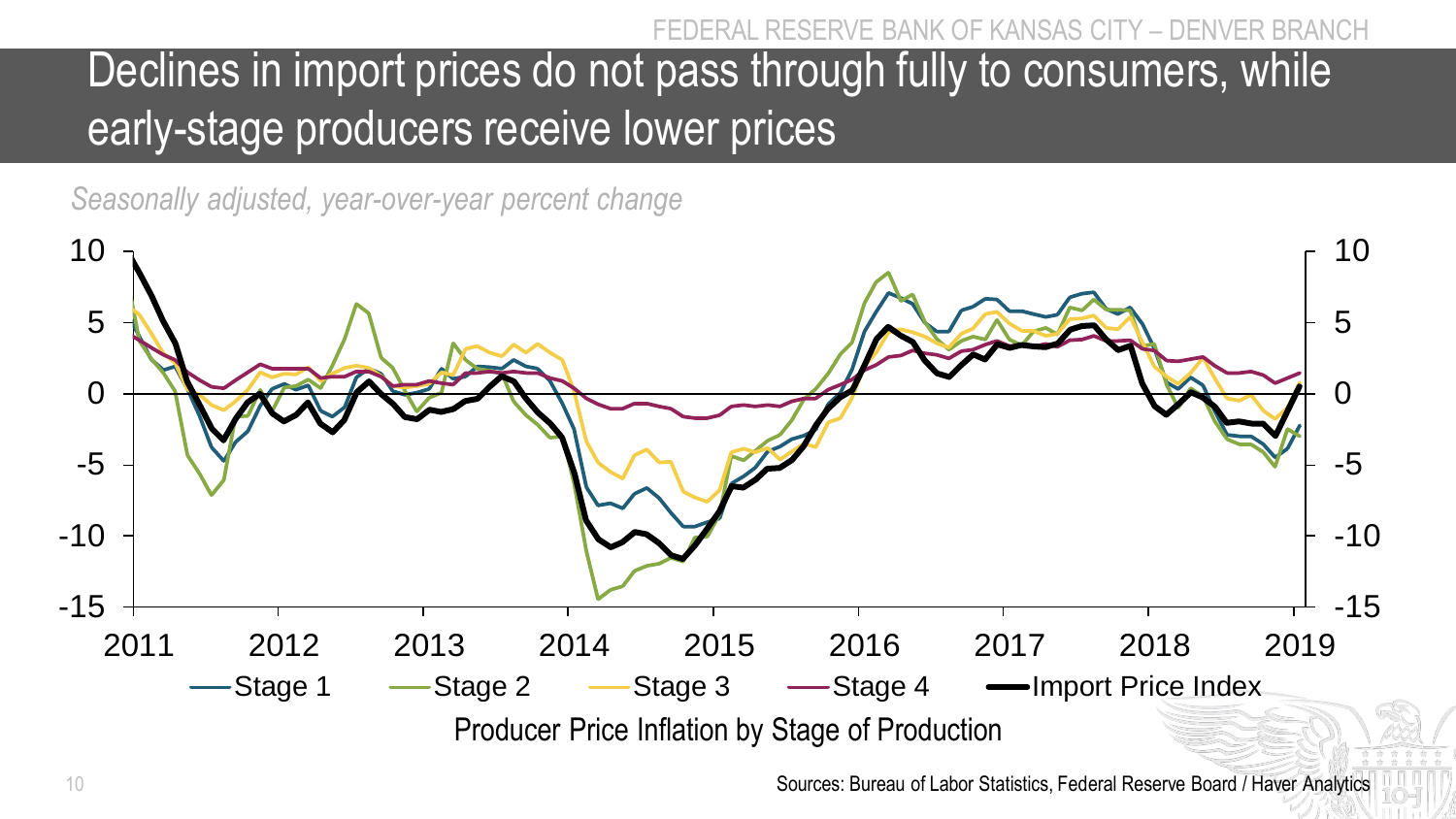# Declines in import prices do not pass through fully to consumers, while early-stage producers receive lower prices

*Seasonally adjusted, year-over-year percent change*

Stage 1 | Stage 2 | Stage 3 | Stage 4 | Import Price Index

Producer Price Inflation by Stage of Production

Sources: Bureau of Labor Statistics, Federal Reserve Board / Haver Analytics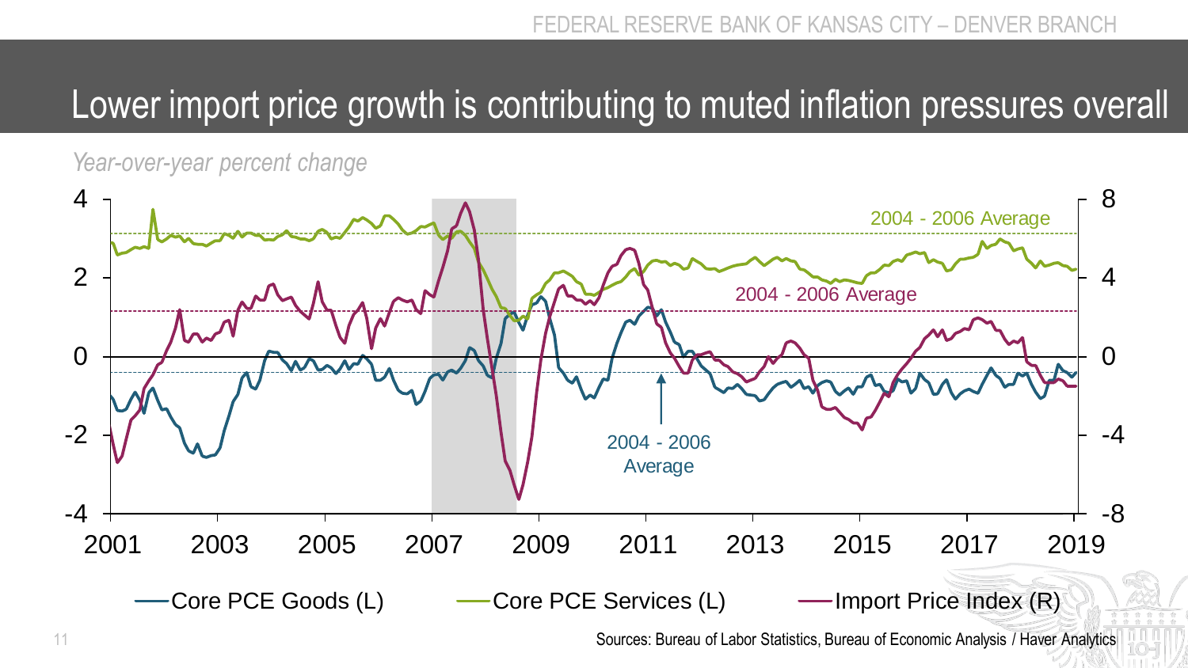# Lower import price growth is contributing to muted inflation pressures overall

*Year-over-year percent change*

2004 - 2006 Average

2004 - 2006 Average

2004 - 2006 Average

Core PCE Goods (L) | Core PCE Services (L) | Import Price Index (R)

Sources: Bureau of Labor Statistics, Bureau of Economic Analysis / Haver Analytics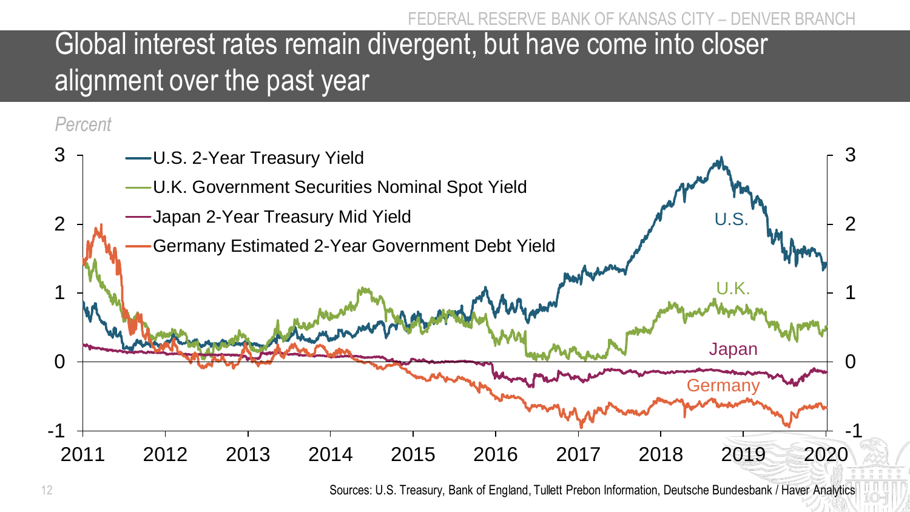# Global interest rates remain divergent, but have come into closer alignment over the past year

*Percent*

- U.S. 2-Year Treasury Yield
- U.K. Government Securities Nominal Spot Yield
- Japan 2-Year Treasury Mid Yield
- Germany Estimated 2-Year Government Debt Yield

Sources: U.S. Treasury, Bank of England, Tullett Prebon Information, Deutsche Bundesbank / Haver Analytics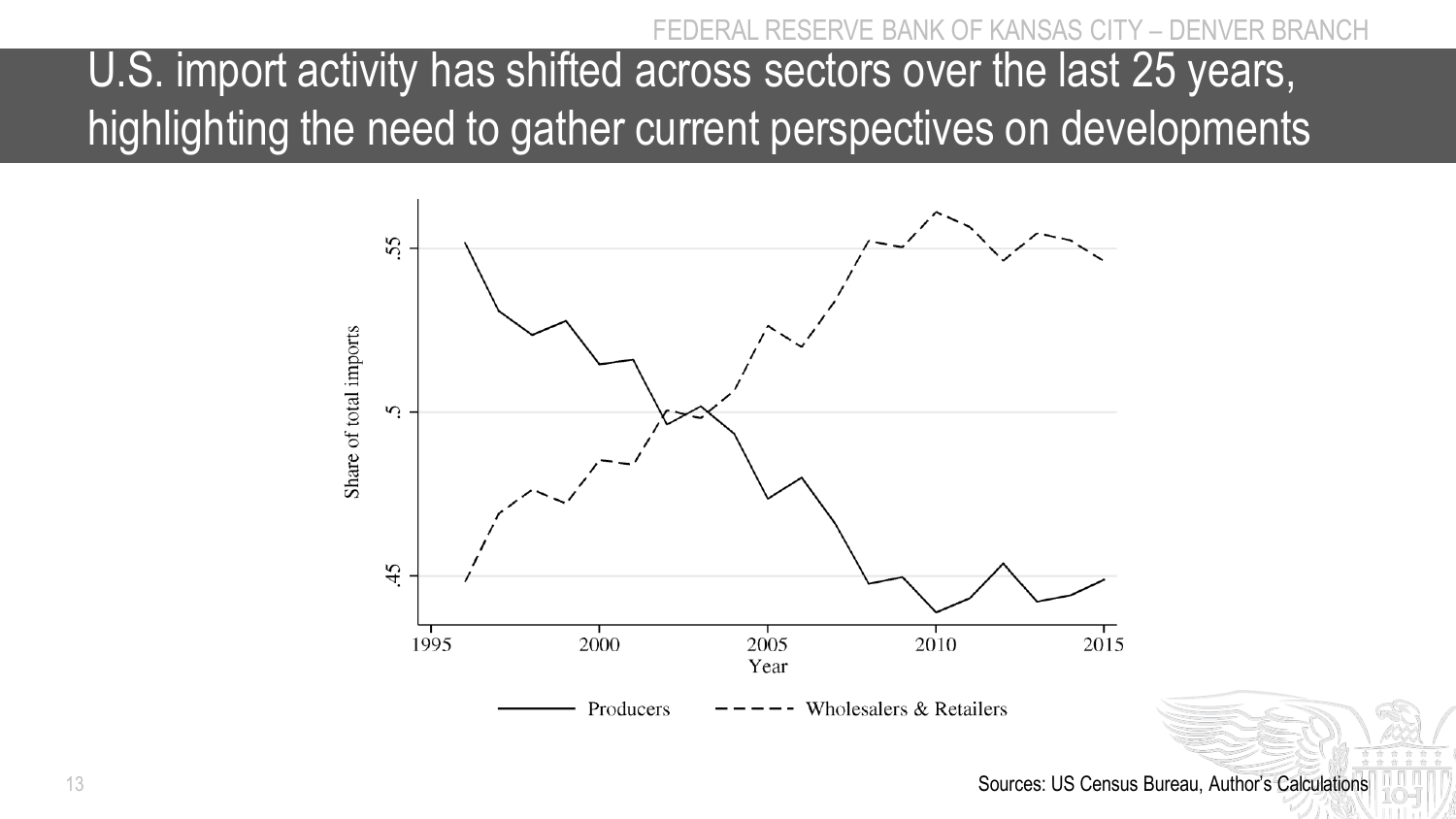# U.S. import activity has shifted across sectors over the last 25 years, highlighting the need to gather current perspectives on developments

Sources: US Census Bureau, Author's Calculations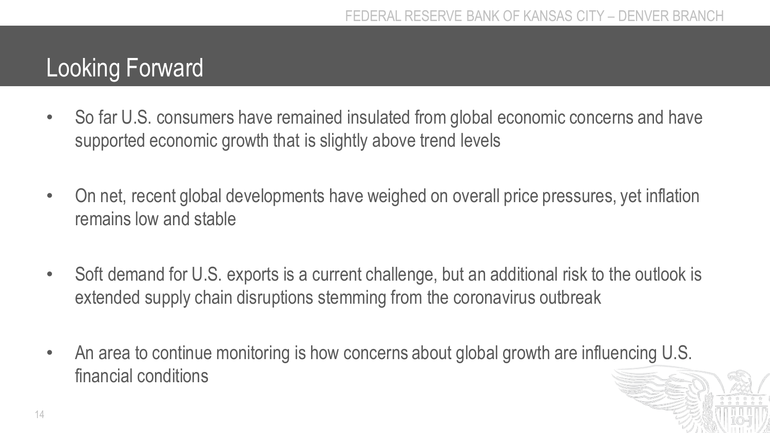# Looking Forward

- So far U.S. consumers have remained insulated from global economic concerns and have supported economic growth that is slightly above trend levels

- On net, recent global developments have weighed on overall price pressures, yet inflation remains low and stable

- Soft demand for U.S. exports is a current challenge, but an additional risk to the outlook is extended supply chain disruptions stemming from the coronavirus outbreak

- An area to continue monitoring is how concerns about global growth are influencing U.S. financial conditions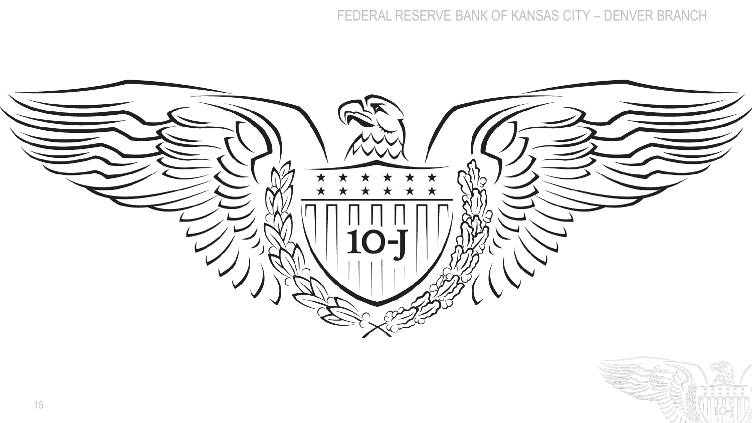10-J